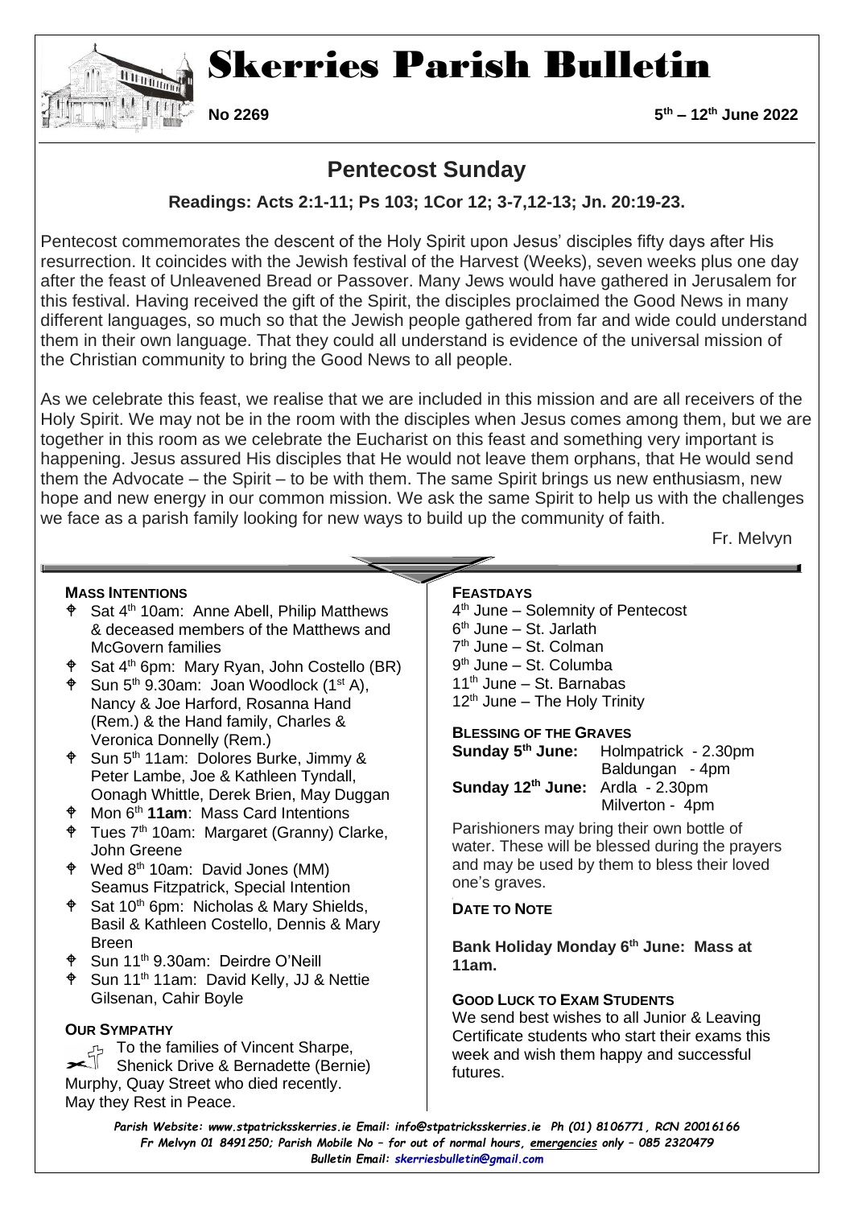# Skerries Parish Bulletin

**No 2269** **5th – 12th June 2022**

## Pentecost Sunday

**Readings: Acts 2:1-11; Ps 103; 1Cor 12; 3-7,12-13; Jn. 20:19-23.**

Pentecost commemorates the descent of the Holy Spirit upon Jesus' disciples fifty days after His resurrection. It coincides with the Jewish festival of the Harvest (Weeks), seven weeks plus one day after the feast of Unleavened Bread or Passover. Many Jews would have gathered in Jerusalem for this festival. Having received the gift of the Spirit, the disciples proclaimed the Good News in many different languages, so much so that the Jewish people gathered from far and wide could understand them in their own language. That they could all understand is evidence of the universal mission of the Christian community to bring the Good News to all people.

As we celebrate this feast, we realise that we are included in this mission and are all receivers of the Holy Spirit. We may not be in the room with the disciples when Jesus comes among them, but we are together in this room as we celebrate the Eucharist on this feast and something very important is happening. Jesus assured His disciples that He would not leave them orphans, that He would send them the Advocate – the Spirit – to be with them. The same Spirit brings us new enthusiasm, new hope and new energy in our common mission. We ask the same Spirit to help us with the challenges we face as a parish family looking for new ways to build up the community of faith.

Fr. Melvyn

### MASS INTENTIONS

- Sat 4th 10am: Anne Abell, Philip Matthews & deceased members of the Matthews and McGovern families
- Sat 4th 6pm: Mary Ryan, John Costello (BR)
- Sun 5th 9.30am: Joan Woodlock (1st A), Nancy & Joe Harford, Rosanna Hand (Rem.) & the Hand family, Charles & Veronica Donnelly (Rem.)
- Sun 5th 11am: Dolores Burke, Jimmy & Peter Lambe, Joe & Kathleen Tyndall, Oonagh Whittle, Derek Brien, May Duggan
- Mon 6th **11am**: Mass Card Intentions
- Tues 7th 10am: Margaret (Granny) Clarke, John Greene
- Wed 8th 10am: David Jones (MM) Seamus Fitzpatrick, Special Intention
- Sat 10th 6pm: Nicholas & Mary Shields, Basil & Kathleen Costello, Dennis & Mary Breen
- Sun 11th 9.30am: Deirdre O'Neill
- Sun 11th 11am: David Kelly, JJ & Nettie Gilsenan, Cahir Boyle

### OUR SYMPATHY

To the families of Vincent Sharpe, Shenick Drive & Bernadette (Bernie) Murphy, Quay Street who died recently. May they Rest in Peace.

### FEASTDAYS

4th June – Solemnity of Pentecost
6th June – St. Jarlath
7th June – St. Colman
9th June – St. Columba
11th June – St. Barnabas
12th June – The Holy Trinity

### BLESSING OF THE GRAVES

**Sunday 5th June:** Holmpatrick - 2.30pm
Baldungan - 4pm
**Sunday 12th June:** Ardla - 2.30pm
Milverton - 4pm

Parishioners may bring their own bottle of water. These will be blessed during the prayers and may be used by them to bless their loved one's graves.

### DATE TO NOTE

**Bank Holiday Monday 6th June: Mass at 11am.**

### GOOD LUCK TO EXAM STUDENTS

We send best wishes to all Junior & Leaving Certificate students who start their exams this week and wish them happy and successful futures.

*Parish Website: www.stpatricksskerries.ie Email: info@stpatricksskerries.ie Ph (01) 8106771, RCN 20016166*
*Fr Melvyn 01 8491250; Parish Mobile No – for out of normal hours, emergencies only – 085 2320479*
*Bulletin Email: skerriesbulletin@gmail.com*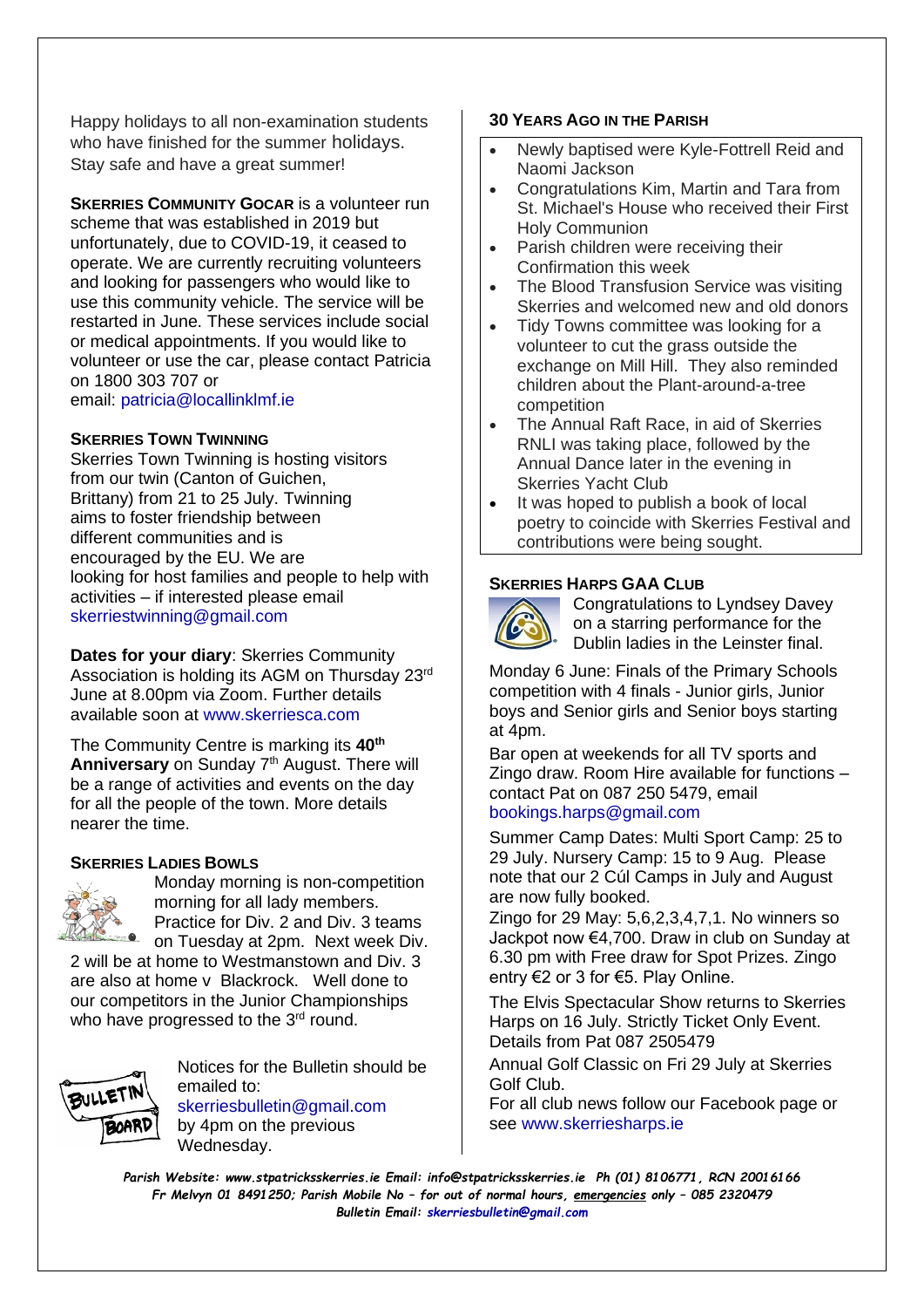Happy holidays to all non-examination students who have finished for the summer holidays. Stay safe and have a great summer!

**SKERRIES COMMUNITY GOCAR** is a volunteer run scheme that was established in 2019 but unfortunately, due to COVID-19, it ceased to operate. We are currently recruiting volunteers and looking for passengers who would like to use this community vehicle. The service will be restarted in June. These services include social or medical appointments. If you would like to volunteer or use the car, please contact Patricia on 1800 303 707 or email: patricia@locallinklmf.ie

### SKERRIES TOWN TWINNING

Skerries Town Twinning is hosting visitors from our twin (Canton of Guichen, Brittany) from 21 to 25 July. Twinning aims to foster friendship between different communities and is encouraged by the EU. We are looking for host families and people to help with activities – if interested please email skerriestwinning@gmail.com

**Dates for your diary**: Skerries Community Association is holding its AGM on Thursday 23rd June at 8.00pm via Zoom. Further details available soon at www.skerriesca.com

The Community Centre is marking its **40th Anniversary** on Sunday 7th August. There will be a range of activities and events on the day for all the people of the town. More details nearer the time.

### SKERRIES LADIES BOWLS

Monday morning is non-competition morning for all lady members. Practice for Div. 2 and Div. 3 teams on Tuesday at 2pm. Next week Div. 2 will be at home to Westmanstown and Div. 3 are also at home v Blackrock. Well done to our competitors in the Junior Championships who have progressed to the 3rd round.

Notices for the Bulletin should be emailed to: skerriesbulletin@gmail.com by 4pm on the previous Wednesday.

### 30 YEARS AGO IN THE PARISH

- Newly baptised were Kyle-Fottrell Reid and Naomi Jackson
- Congratulations Kim, Martin and Tara from St. Michael's House who received their First Holy Communion
- Parish children were receiving their Confirmation this week
- The Blood Transfusion Service was visiting Skerries and welcomed new and old donors
- Tidy Towns committee was looking for a volunteer to cut the grass outside the exchange on Mill Hill. They also reminded children about the Plant-around-a-tree competition
- The Annual Raft Race, in aid of Skerries RNLI was taking place, followed by the Annual Dance later in the evening in Skerries Yacht Club
- It was hoped to publish a book of local poetry to coincide with Skerries Festival and contributions were being sought.

### SKERRIES HARPS GAA CLUB

Congratulations to Lyndsey Davey on a starring performance for the Dublin ladies in the Leinster final.

Monday 6 June: Finals of the Primary Schools competition with 4 finals - Junior girls, Junior boys and Senior girls and Senior boys starting at 4pm.

Bar open at weekends for all TV sports and Zingo draw. Room Hire available for functions – contact Pat on 087 250 5479, email bookings.harps@gmail.com

Summer Camp Dates: Multi Sport Camp: 25 to 29 July. Nursery Camp: 15 to 9 Aug. Please note that our 2 Cúl Camps in July and August are now fully booked.

Zingo for 29 May: 5,6,2,3,4,7,1. No winners so Jackpot now €4,700. Draw in club on Sunday at 6.30 pm with Free draw for Spot Prizes. Zingo entry €2 or 3 for €5. Play Online.

The Elvis Spectacular Show returns to Skerries Harps on 16 July. Strictly Ticket Only Event. Details from Pat 087 2505479

Annual Golf Classic on Fri 29 July at Skerries Golf Club.

For all club news follow our Facebook page or see www.skerriesharps.ie

*Parish Website: www.stpatricksskerries.ie Email: info@stpatricksskerries.ie Ph (01) 8106771, RCN 20016166*
*Fr Melvyn 01 8491250; Parish Mobile No – for out of normal hours, emergencies only – 085 2320479*
*Bulletin Email: skerriesbulletin@gmail.com*